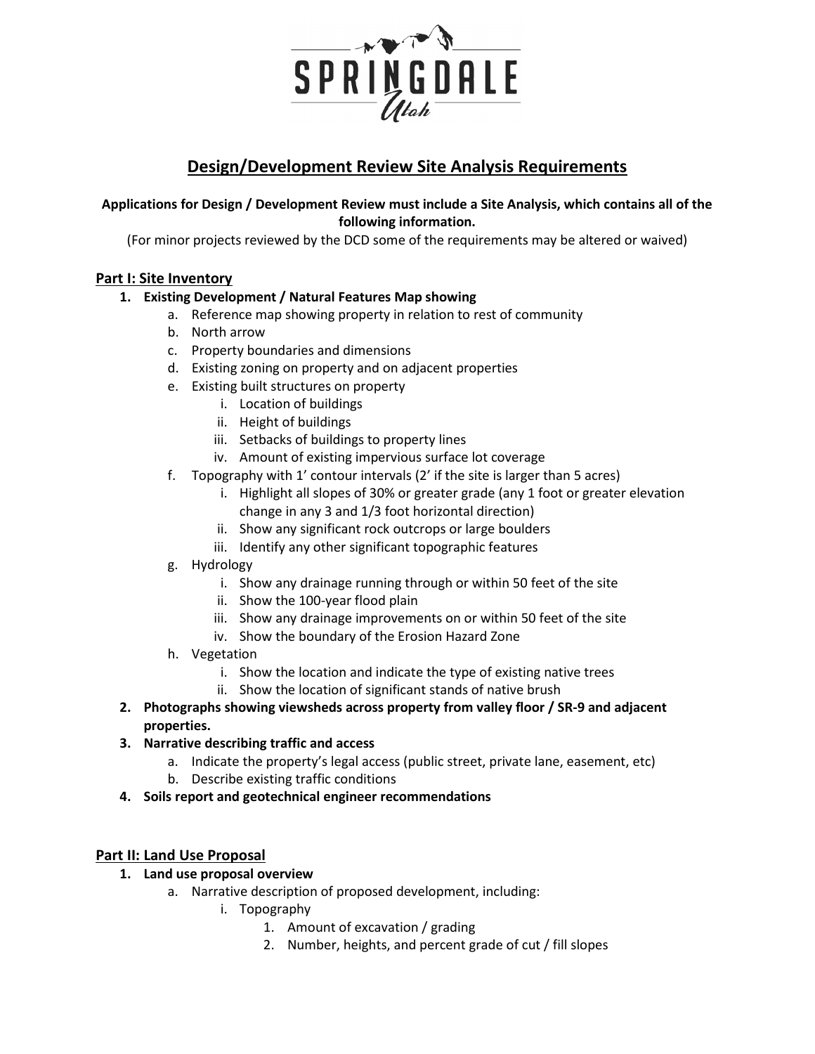SPRINGDALE Utah

# Design/Development Review Site Analysis Requirements

**Applications for Design / Development Review must include a Site Analysis, which contains all of the following information.**

(For minor projects reviewed by the DCD some of the requirements may be altered or waived)

## Part I: Site Inventory

1. **Existing Development / Natural Features Map showing**
   a. Reference map showing property in relation to rest of community
   b. North arrow
   c. Property boundaries and dimensions
   d. Existing zoning on property and on adjacent properties
   e. Existing built structures on property
      i. Location of buildings
      ii. Height of buildings
      iii. Setbacks of buildings to property lines
      iv. Amount of existing impervious surface lot coverage
   f. Topography with 1' contour intervals (2' if the site is larger than 5 acres)
      i. Highlight all slopes of 30% or greater grade (any 1 foot or greater elevation change in any 3 and 1/3 foot horizontal direction)
      ii. Show any significant rock outcrops or large boulders
      iii. Identify any other significant topographic features
   g. Hydrology
      i. Show any drainage running through or within 50 feet of the site
      ii. Show the 100-year flood plain
      iii. Show any drainage improvements on or within 50 feet of the site
      iv. Show the boundary of the Erosion Hazard Zone
   h. Vegetation
      i. Show the location and indicate the type of existing native trees
      ii. Show the location of significant stands of native brush
2. **Photographs showing viewsheds across property from valley floor / SR-9 and adjacent properties.**
3. **Narrative describing traffic and access**
   a. Indicate the property's legal access (public street, private lane, easement, etc)
   b. Describe existing traffic conditions
4. **Soils report and geotechnical engineer recommendations**

## Part II: Land Use Proposal

1. **Land use proposal overview**
   a. Narrative description of proposed development, including:
      i. Topography
         1. Amount of excavation / grading
         2. Number, heights, and percent grade of cut / fill slopes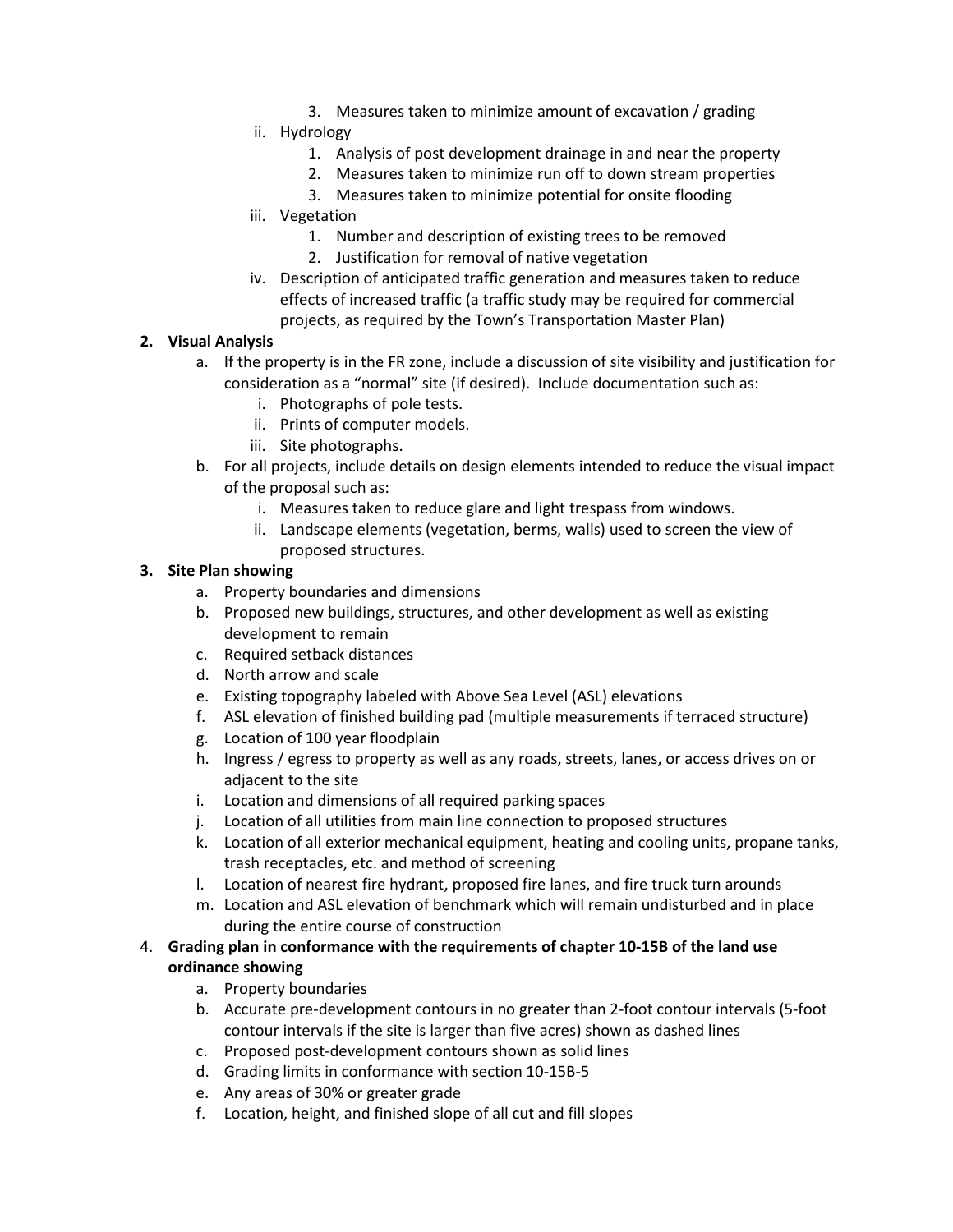3. Measures taken to minimize amount of excavation / grading
    ii. Hydrology
        1. Analysis of post development drainage in and near the property
        2. Measures taken to minimize run off to down stream properties
        3. Measures taken to minimize potential for onsite flooding
    iii. Vegetation
        1. Number and description of existing trees to be removed
        2. Justification for removal of native vegetation
    iv. Description of anticipated traffic generation and measures taken to reduce effects of increased traffic (a traffic study may be required for commercial projects, as required by the Town's Transportation Master Plan)

**2. Visual Analysis**

a. If the property is in the FR zone, include a discussion of site visibility and justification for consideration as a "normal" site (if desired). Include documentation such as:
    i. Photographs of pole tests.
    ii. Prints of computer models.
    iii. Site photographs.

b. For all projects, include details on design elements intended to reduce the visual impact of the proposal such as:
    i. Measures taken to reduce glare and light trespass from windows.
    ii. Landscape elements (vegetation, berms, walls) used to screen the view of proposed structures.

**3. Site Plan showing**

a. Property boundaries and dimensions
b. Proposed new buildings, structures, and other development as well as existing development to remain
c. Required setback distances
d. North arrow and scale
e. Existing topography labeled with Above Sea Level (ASL) elevations
f. ASL elevation of finished building pad (multiple measurements if terraced structure)
g. Location of 100 year floodplain
h. Ingress / egress to property as well as any roads, streets, lanes, or access drives on or adjacent to the site
i. Location and dimensions of all required parking spaces
j. Location of all utilities from main line connection to proposed structures
k. Location of all exterior mechanical equipment, heating and cooling units, propane tanks, trash receptacles, etc. and method of screening
l. Location of nearest fire hydrant, proposed fire lanes, and fire truck turn arounds
m. Location and ASL elevation of benchmark which will remain undisturbed and in place during the entire course of construction

4. **Grading plan in conformance with the requirements of chapter 10-15B of the land use ordinance showing**

a. Property boundaries
b. Accurate pre-development contours in no greater than 2-foot contour intervals (5-foot contour intervals if the site is larger than five acres) shown as dashed lines
c. Proposed post-development contours shown as solid lines
d. Grading limits in conformance with section 10-15B-5
e. Any areas of 30% or greater grade
f. Location, height, and finished slope of all cut and fill slopes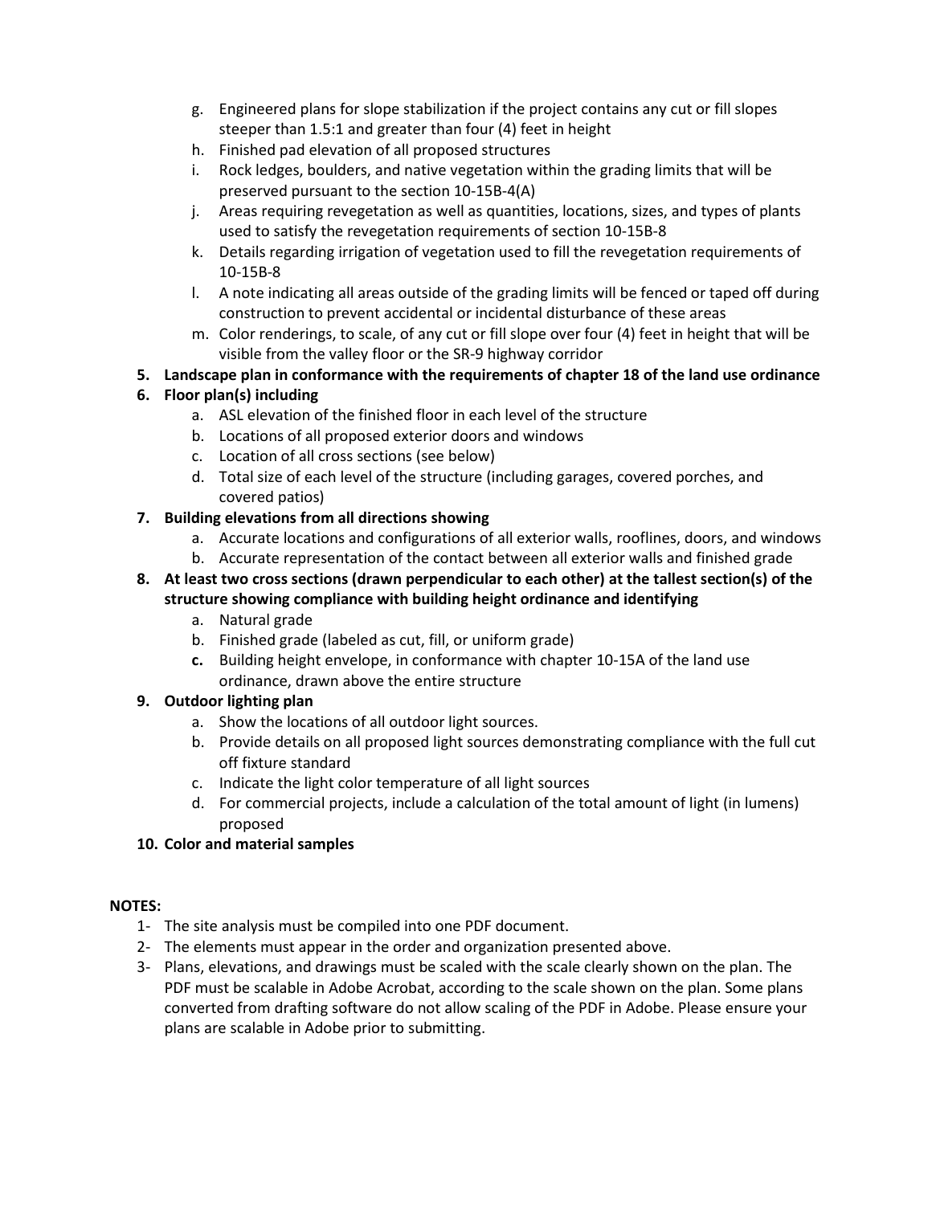g. Engineered plans for slope stabilization if the project contains any cut or fill slopes steeper than 1.5:1 and greater than four (4) feet in height
h. Finished pad elevation of all proposed structures
i. Rock ledges, boulders, and native vegetation within the grading limits that will be preserved pursuant to the section 10-15B-4(A)
j. Areas requiring revegetation as well as quantities, locations, sizes, and types of plants used to satisfy the revegetation requirements of section 10-15B-8
k. Details regarding irrigation of vegetation used to fill the revegetation requirements of 10-15B-8
l. A note indicating all areas outside of the grading limits will be fenced or taped off during construction to prevent accidental or incidental disturbance of these areas
m. Color renderings, to scale, of any cut or fill slope over four (4) feet in height that will be visible from the valley floor or the SR-9 highway corridor

5. **Landscape plan in conformance with the requirements of chapter 18 of the land use ordinance**
6. **Floor plan(s) including**
   a. ASL elevation of the finished floor in each level of the structure
   b. Locations of all proposed exterior doors and windows
   c. Location of all cross sections (see below)
   d. Total size of each level of the structure (including garages, covered porches, and covered patios)
7. **Building elevations from all directions showing**
   a. Accurate locations and configurations of all exterior walls, rooflines, doors, and windows
   b. Accurate representation of the contact between all exterior walls and finished grade
8. **At least two cross sections (drawn perpendicular to each other) at the tallest section(s) of the structure showing compliance with building height ordinance and identifying**
   a. Natural grade
   b. Finished grade (labeled as cut, fill, or uniform grade)
   **c.** Building height envelope, in conformance with chapter 10-15A of the land use ordinance, drawn above the entire structure
9. **Outdoor lighting plan**
   a. Show the locations of all outdoor light sources.
   b. Provide details on all proposed light sources demonstrating compliance with the full cut off fixture standard
   c. Indicate the light color temperature of all light sources
   d. For commercial projects, include a calculation of the total amount of light (in lumens) proposed
10. **Color and material samples**

**NOTES:**

1- The site analysis must be compiled into one PDF document.

2- The elements must appear in the order and organization presented above.

3- Plans, elevations, and drawings must be scaled with the scale clearly shown on the plan. The PDF must be scalable in Adobe Acrobat, according to the scale shown on the plan. Some plans converted from drafting software do not allow scaling of the PDF in Adobe. Please ensure your plans are scalable in Adobe prior to submitting.